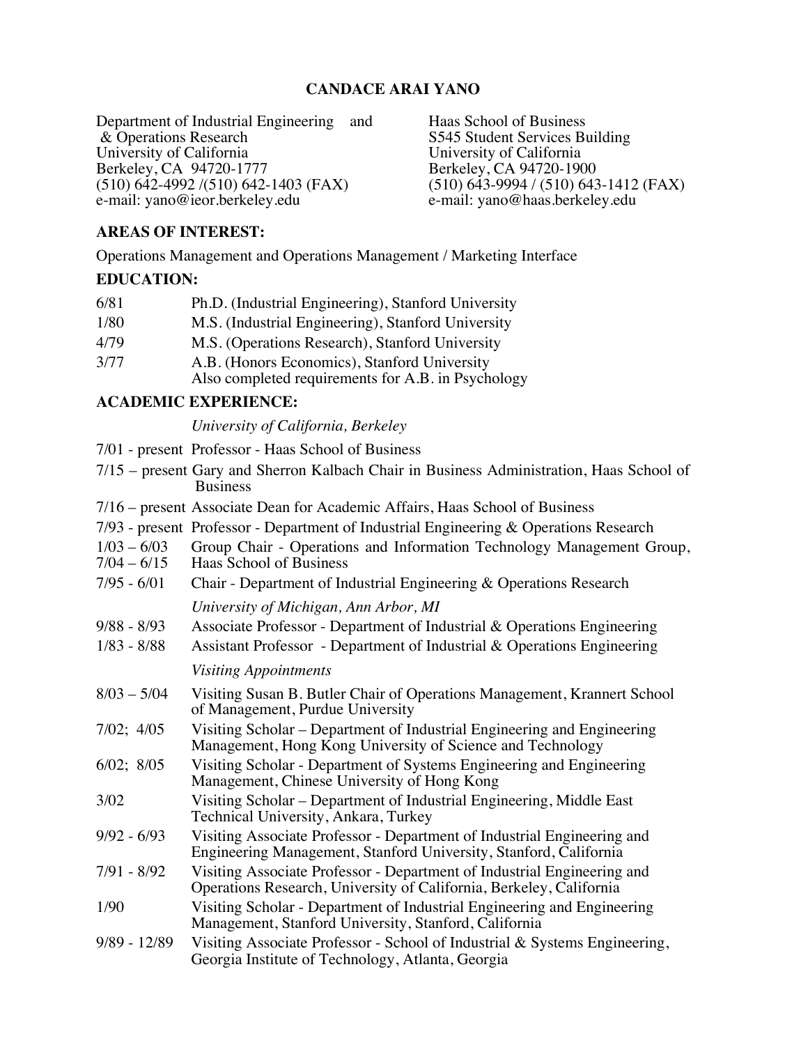# CANDACE ARAI YANO

Department of Industrial Engineering & Operations Research
University of California
Berkeley, CA 94720-1777
(510) 642-4992 /(510) 642-1403 (FAX)
e-mail: yano@ieor.berkeley.edu

and

Haas School of Business
S545 Student Services Building
University of California
Berkeley, CA 94720-1900
(510) 643-9994 / (510) 643-1412 (FAX)
e-mail: yano@haas.berkeley.edu

## AREAS OF INTEREST:

Operations Management and Operations Management / Marketing Interface

## EDUCATION:

| | |
|---|---|
| 6/81 | Ph.D. (Industrial Engineering), Stanford University |
| 1/80 | M.S. (Industrial Engineering), Stanford University |
| 4/79 | M.S. (Operations Research), Stanford University |
| 3/77 | A.B. (Honors Economics), Stanford University<br>Also completed requirements for A.B. in Psychology |

## ACADEMIC EXPERIENCE:

*University of California, Berkeley*

| | |
|---|---|
| 7/01 - present | Professor - Haas School of Business |
| 7/15 – present | Gary and Sherron Kalbach Chair in Business Administration, Haas School of Business |
| 7/16 – present | Associate Dean for Academic Affairs, Haas School of Business |
| 7/93 - present | Professor - Department of Industrial Engineering & Operations Research |
| 1/03 – 6/03<br>7/04 – 6/15 | Group Chair - Operations and Information Technology Management Group, Haas School of Business |
| 7/95 - 6/01 | Chair - Department of Industrial Engineering & Operations Research |

*University of Michigan, Ann Arbor, MI*

| | |
|---|---|
| 9/88 - 8/93 | Associate Professor - Department of Industrial & Operations Engineering |
| 1/83 - 8/88 | Assistant Professor - Department of Industrial & Operations Engineering |

*Visiting Appointments*

| | |
|---|---|
| 8/03 – 5/04 | Visiting Susan B. Butler Chair of Operations Management, Krannert School of Management, Purdue University |
| 7/02; 4/05 | Visiting Scholar – Department of Industrial Engineering and Engineering Management, Hong Kong University of Science and Technology |
| 6/02; 8/05 | Visiting Scholar - Department of Systems Engineering and Engineering Management, Chinese University of Hong Kong |
| 3/02 | Visiting Scholar – Department of Industrial Engineering, Middle East Technical University, Ankara, Turkey |
| 9/92 - 6/93 | Visiting Associate Professor - Department of Industrial Engineering and Engineering Management, Stanford University, Stanford, California |
| 7/91 - 8/92 | Visiting Associate Professor - Department of Industrial Engineering and Operations Research, University of California, Berkeley, California |
| 1/90 | Visiting Scholar - Department of Industrial Engineering and Engineering Management, Stanford University, Stanford, California |
| 9/89 - 12/89 | Visiting Associate Professor - School of Industrial & Systems Engineering, Georgia Institute of Technology, Atlanta, Georgia |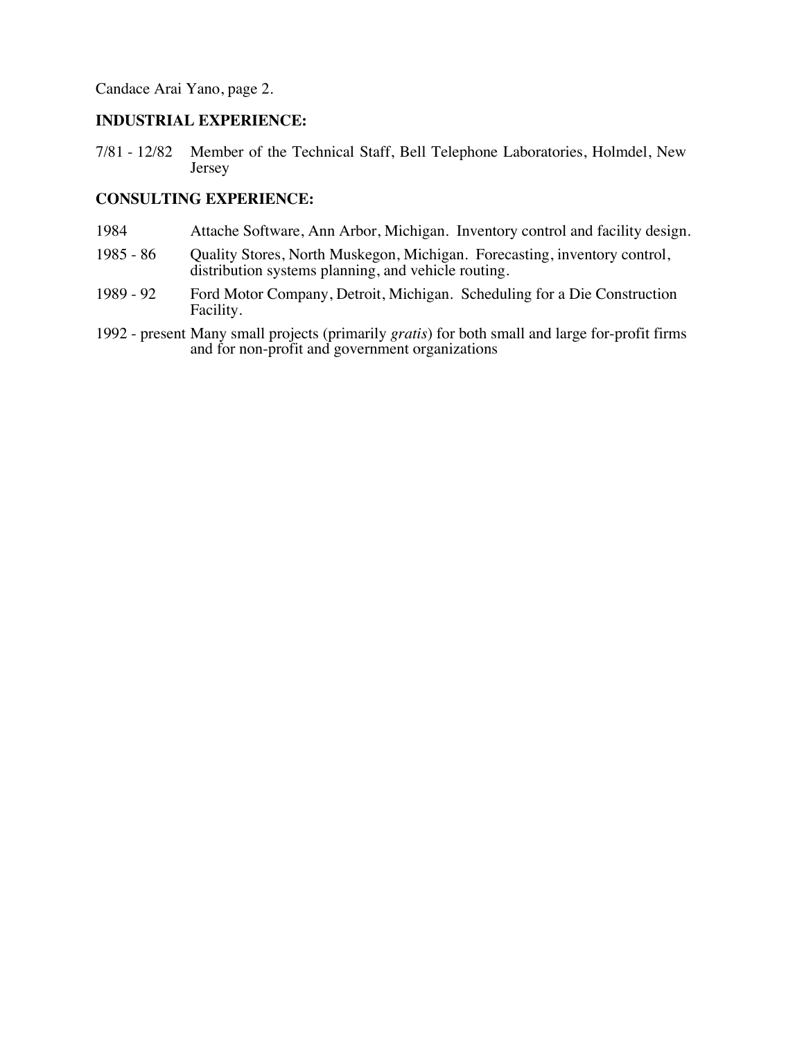## INDUSTRIAL EXPERIENCE:

7/81 - 12/82 Member of the Technical Staff, Bell Telephone Laboratories, Holmdel, New Jersey

## CONSULTING EXPERIENCE:

1984 Attache Software, Ann Arbor, Michigan. Inventory control and facility design.

1985 - 86 Quality Stores, North Muskegon, Michigan. Forecasting, inventory control, distribution systems planning, and vehicle routing.

1989 - 92 Ford Motor Company, Detroit, Michigan. Scheduling for a Die Construction Facility.

1992 - present Many small projects (primarily *gratis*) for both small and large for-profit firms and for non-profit and government organizations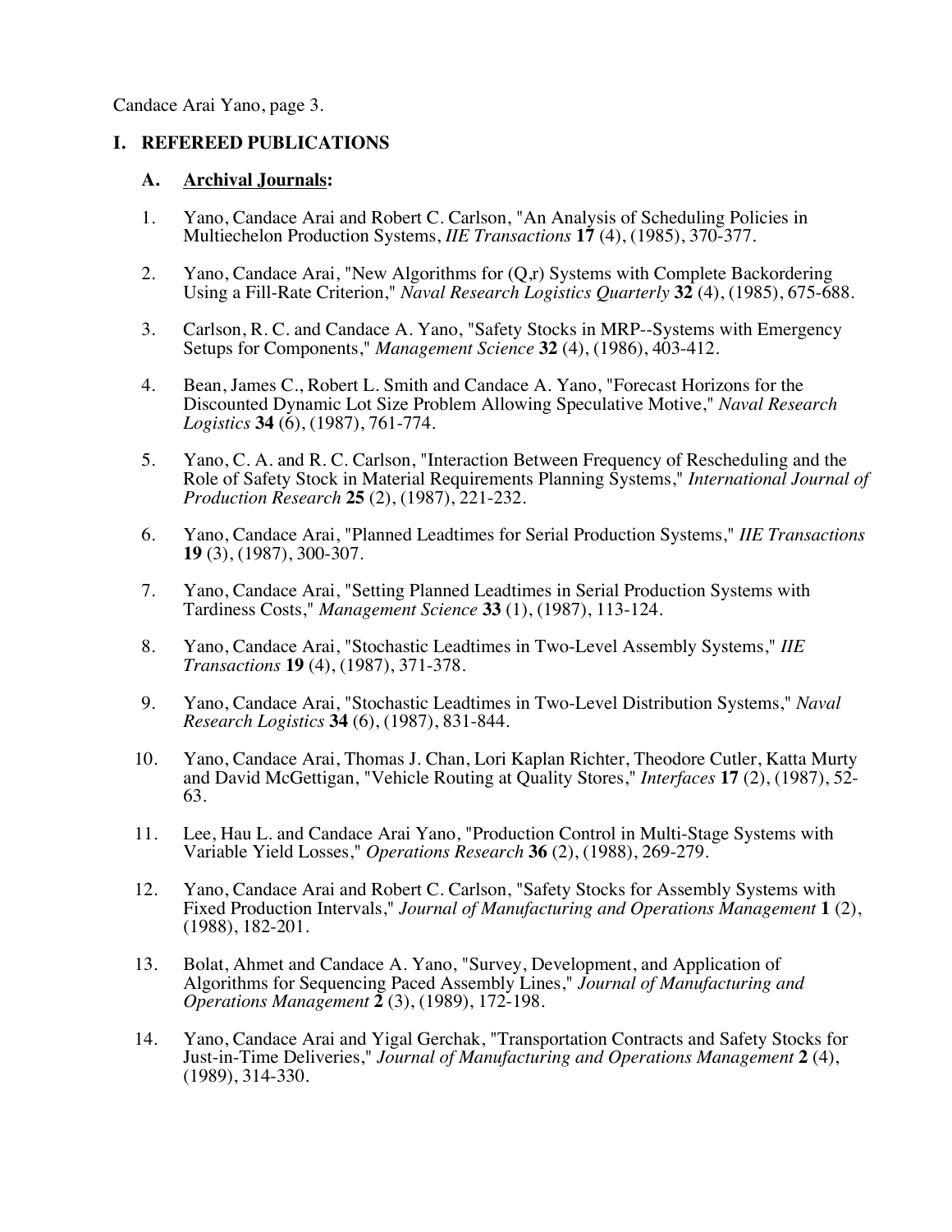## I. REFEREED PUBLICATIONS

### A. Archival Journals:

1. Yano, Candace Arai and Robert C. Carlson, "An Analysis of Scheduling Policies in Multiechelon Production Systems, *IIE Transactions* **17** (4), (1985), 370-377.

2. Yano, Candace Arai, "New Algorithms for (Q,r) Systems with Complete Backordering Using a Fill-Rate Criterion," *Naval Research Logistics Quarterly* **32** (4), (1985), 675-688.

3. Carlson, R. C. and Candace A. Yano, "Safety Stocks in MRP--Systems with Emergency Setups for Components," *Management Science* **32** (4), (1986), 403-412.

4. Bean, James C., Robert L. Smith and Candace A. Yano, "Forecast Horizons for the Discounted Dynamic Lot Size Problem Allowing Speculative Motive," *Naval Research Logistics* **34** (6), (1987), 761-774.

5. Yano, C. A. and R. C. Carlson, "Interaction Between Frequency of Rescheduling and the Role of Safety Stock in Material Requirements Planning Systems," *International Journal of Production Research* **25** (2), (1987), 221-232.

6. Yano, Candace Arai, "Planned Leadtimes for Serial Production Systems," *IIE Transactions* **19** (3), (1987), 300-307.

7. Yano, Candace Arai, "Setting Planned Leadtimes in Serial Production Systems with Tardiness Costs," *Management Science* **33** (1), (1987), 113-124.

8. Yano, Candace Arai, "Stochastic Leadtimes in Two-Level Assembly Systems," *IIE Transactions* **19** (4), (1987), 371-378.

9. Yano, Candace Arai, "Stochastic Leadtimes in Two-Level Distribution Systems," *Naval Research Logistics* **34** (6), (1987), 831-844.

10. Yano, Candace Arai, Thomas J. Chan, Lori Kaplan Richter, Theodore Cutler, Katta Murty and David McGettigan, "Vehicle Routing at Quality Stores," *Interfaces* **17** (2), (1987), 52-63.

11. Lee, Hau L. and Candace Arai Yano, "Production Control in Multi-Stage Systems with Variable Yield Losses," *Operations Research* **36** (2), (1988), 269-279.

12. Yano, Candace Arai and Robert C. Carlson, "Safety Stocks for Assembly Systems with Fixed Production Intervals," *Journal of Manufacturing and Operations Management* **1** (2), (1988), 182-201.

13. Bolat, Ahmet and Candace A. Yano, "Survey, Development, and Application of Algorithms for Sequencing Paced Assembly Lines," *Journal of Manufacturing and Operations Management* **2** (3), (1989), 172-198.

14. Yano, Candace Arai and Yigal Gerchak, "Transportation Contracts and Safety Stocks for Just-in-Time Deliveries," *Journal of Manufacturing and Operations Management* **2** (4), (1989), 314-330.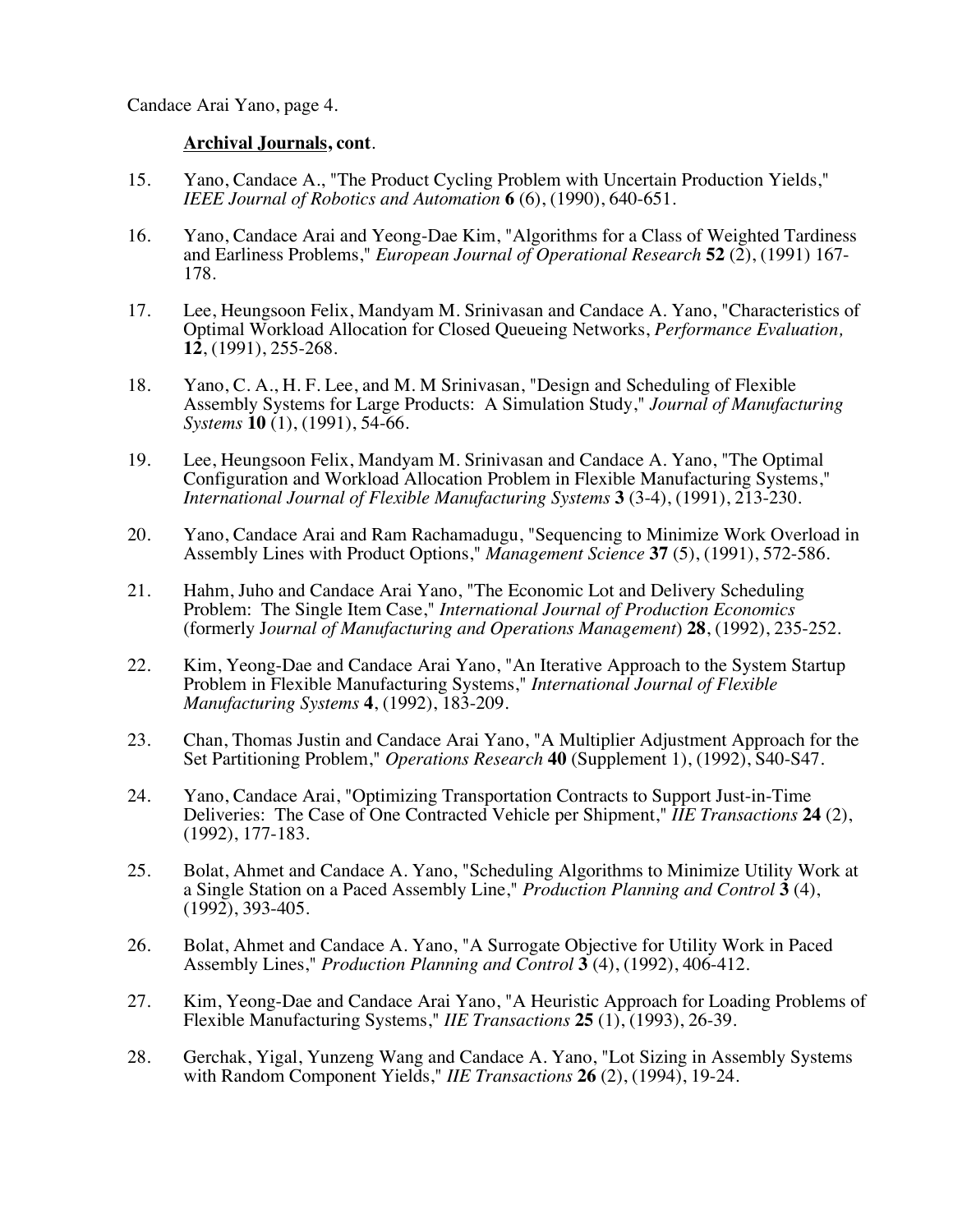**Archival Journals, cont**.

15. Yano, Candace A., "The Product Cycling Problem with Uncertain Production Yields," *IEEE Journal of Robotics and Automation* **6** (6), (1990), 640-651.

16. Yano, Candace Arai and Yeong-Dae Kim, "Algorithms for a Class of Weighted Tardiness and Earliness Problems," *European Journal of Operational Research* **52** (2), (1991) 167-178.

17. Lee, Heungsoon Felix, Mandyam M. Srinivasan and Candace A. Yano, "Characteristics of Optimal Workload Allocation for Closed Queueing Networks, *Performance Evaluation,* **12**, (1991), 255-268.

18. Yano, C. A., H. F. Lee, and M. M Srinivasan, "Design and Scheduling of Flexible Assembly Systems for Large Products: A Simulation Study," *Journal of Manufacturing Systems* **10** (1), (1991), 54-66.

19. Lee, Heungsoon Felix, Mandyam M. Srinivasan and Candace A. Yano, "The Optimal Configuration and Workload Allocation Problem in Flexible Manufacturing Systems," *International Journal of Flexible Manufacturing Systems* **3** (3-4), (1991), 213-230.

20. Yano, Candace Arai and Ram Rachamadugu, "Sequencing to Minimize Work Overload in Assembly Lines with Product Options," *Management Science* **37** (5), (1991), 572-586.

21. Hahm, Juho and Candace Arai Yano, "The Economic Lot and Delivery Scheduling Problem: The Single Item Case," *International Journal of Production Economics* (formerly J*ournal of Manufacturing and Operations Management*) **28**, (1992), 235-252.

22. Kim, Yeong-Dae and Candace Arai Yano, "An Iterative Approach to the System Startup Problem in Flexible Manufacturing Systems," *International Journal of Flexible Manufacturing Systems* **4**, (1992), 183-209.

23. Chan, Thomas Justin and Candace Arai Yano, "A Multiplier Adjustment Approach for the Set Partitioning Problem," *Operations Research* **40** (Supplement 1), (1992), S40-S47.

24. Yano, Candace Arai, "Optimizing Transportation Contracts to Support Just-in-Time Deliveries: The Case of One Contracted Vehicle per Shipment," *IIE Transactions* **24** (2), (1992), 177-183.

25. Bolat, Ahmet and Candace A. Yano, "Scheduling Algorithms to Minimize Utility Work at a Single Station on a Paced Assembly Line," *Production Planning and Control* **3** (4), (1992), 393-405.

26. Bolat, Ahmet and Candace A. Yano, "A Surrogate Objective for Utility Work in Paced Assembly Lines," *Production Planning and Control* **3** (4), (1992), 406-412.

27. Kim, Yeong-Dae and Candace Arai Yano, "A Heuristic Approach for Loading Problems of Flexible Manufacturing Systems," *IIE Transactions* **25** (1), (1993), 26-39.

28. Gerchak, Yigal, Yunzeng Wang and Candace A. Yano, "Lot Sizing in Assembly Systems with Random Component Yields," *IIE Transactions* **26** (2), (1994), 19-24.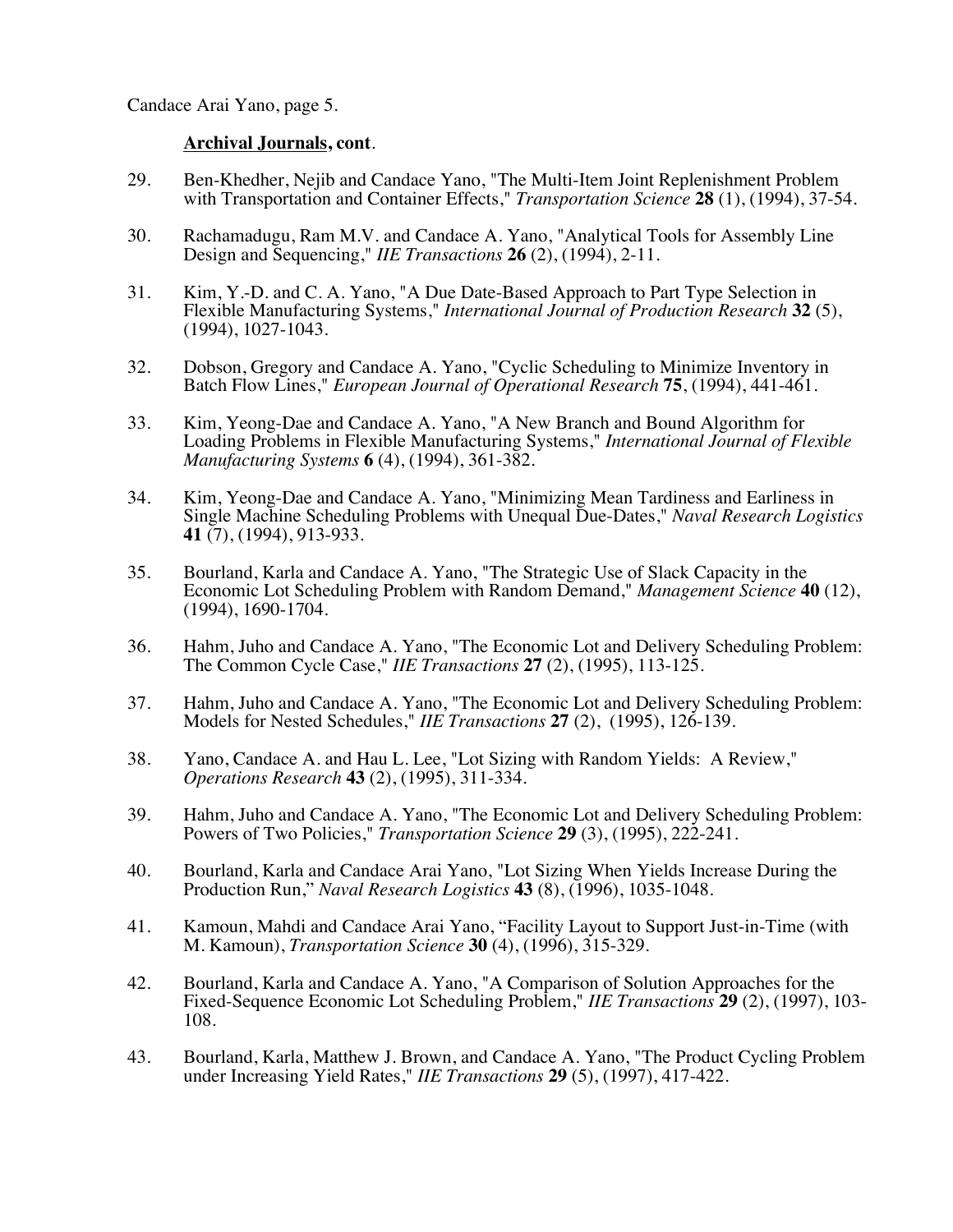**Archival Journals, cont**.

29. Ben-Khedher, Nejib and Candace Yano, "The Multi-Item Joint Replenishment Problem with Transportation and Container Effects," *Transportation Science* **28** (1), (1994), 37-54.

30. Rachamadugu, Ram M.V. and Candace A. Yano, "Analytical Tools for Assembly Line Design and Sequencing," *IIE Transactions* **26** (2), (1994), 2-11.

31. Kim, Y.-D. and C. A. Yano, "A Due Date-Based Approach to Part Type Selection in Flexible Manufacturing Systems," *International Journal of Production Research* **32** (5), (1994), 1027-1043.

32. Dobson, Gregory and Candace A. Yano, "Cyclic Scheduling to Minimize Inventory in Batch Flow Lines," *European Journal of Operational Research* **75**, (1994), 441-461.

33. Kim, Yeong-Dae and Candace A. Yano, "A New Branch and Bound Algorithm for Loading Problems in Flexible Manufacturing Systems," *International Journal of Flexible Manufacturing Systems* **6** (4), (1994), 361-382.

34. Kim, Yeong-Dae and Candace A. Yano, "Minimizing Mean Tardiness and Earliness in Single Machine Scheduling Problems with Unequal Due-Dates," *Naval Research Logistics* **41** (7), (1994), 913-933.

35. Bourland, Karla and Candace A. Yano, "The Strategic Use of Slack Capacity in the Economic Lot Scheduling Problem with Random Demand," *Management Science* **40** (12), (1994), 1690-1704.

36. Hahm, Juho and Candace A. Yano, "The Economic Lot and Delivery Scheduling Problem: The Common Cycle Case," *IIE Transactions* **27** (2), (1995), 113-125.

37. Hahm, Juho and Candace A. Yano, "The Economic Lot and Delivery Scheduling Problem: Models for Nested Schedules," *IIE Transactions* **27** (2), (1995), 126-139.

38. Yano, Candace A. and Hau L. Lee, "Lot Sizing with Random Yields: A Review," *Operations Research* **43** (2), (1995), 311-334.

39. Hahm, Juho and Candace A. Yano, "The Economic Lot and Delivery Scheduling Problem: Powers of Two Policies," *Transportation Science* **29** (3), (1995), 222-241.

40. Bourland, Karla and Candace Arai Yano, "Lot Sizing When Yields Increase During the Production Run," *Naval Research Logistics* **43** (8), (1996), 1035-1048.

41. Kamoun, Mahdi and Candace Arai Yano, "Facility Layout to Support Just-in-Time (with M. Kamoun), *Transportation Science* **30** (4), (1996), 315-329.

42. Bourland, Karla and Candace A. Yano, "A Comparison of Solution Approaches for the Fixed-Sequence Economic Lot Scheduling Problem," *IIE Transactions* **29** (2), (1997), 103-108.

43. Bourland, Karla, Matthew J. Brown, and Candace A. Yano, "The Product Cycling Problem under Increasing Yield Rates," *IIE Transactions* **29** (5), (1997), 417-422.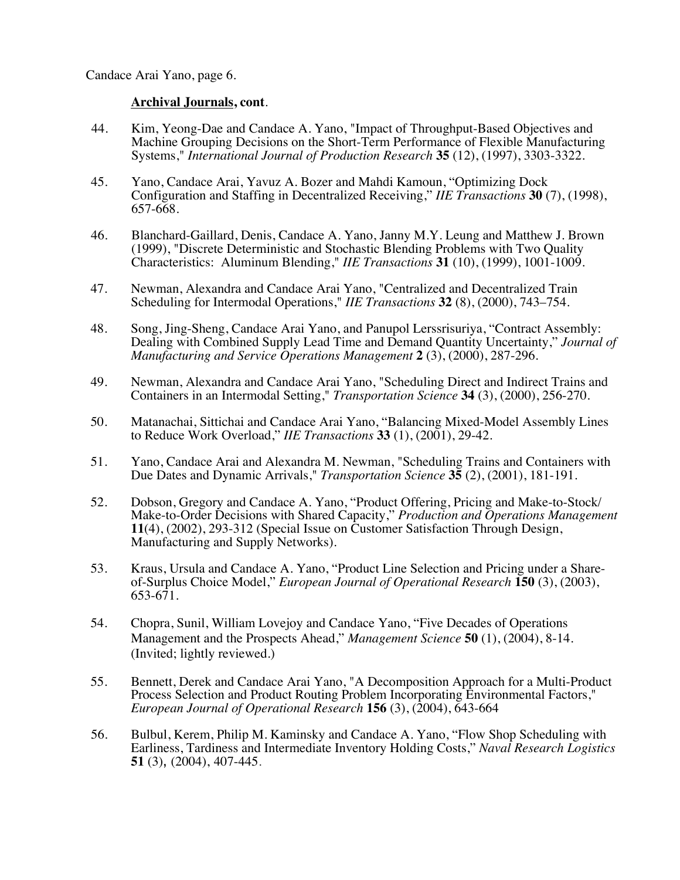**Archival Journals, cont**.

44. Kim, Yeong-Dae and Candace A. Yano, "Impact of Throughput-Based Objectives and Machine Grouping Decisions on the Short-Term Performance of Flexible Manufacturing Systems," *International Journal of Production Research* **35** (12), (1997), 3303-3322.

45. Yano, Candace Arai, Yavuz A. Bozer and Mahdi Kamoun, "Optimizing Dock Configuration and Staffing in Decentralized Receiving," *IIE Transactions* **30** (7), (1998), 657-668.

46. Blanchard-Gaillard, Denis, Candace A. Yano, Janny M.Y. Leung and Matthew J. Brown (1999), "Discrete Deterministic and Stochastic Blending Problems with Two Quality Characteristics: Aluminum Blending," *IIE Transactions* **31** (10), (1999), 1001-1009.

47. Newman, Alexandra and Candace Arai Yano, "Centralized and Decentralized Train Scheduling for Intermodal Operations," *IIE Transactions* **32** (8), (2000), 743–754.

48. Song, Jing-Sheng, Candace Arai Yano, and Panupol Lerssrisuriya, "Contract Assembly: Dealing with Combined Supply Lead Time and Demand Quantity Uncertainty," *Journal of Manufacturing and Service Operations Management* **2** (3), (2000), 287-296.

49. Newman, Alexandra and Candace Arai Yano, "Scheduling Direct and Indirect Trains and Containers in an Intermodal Setting," *Transportation Science* **34** (3), (2000), 256-270.

50. Matanachai, Sittichai and Candace Arai Yano, "Balancing Mixed-Model Assembly Lines to Reduce Work Overload," *IIE Transactions* **33** (1), (2001), 29-42.

51. Yano, Candace Arai and Alexandra M. Newman, "Scheduling Trains and Containers with Due Dates and Dynamic Arrivals," *Transportation Science* **35** (2), (2001), 181-191.

52. Dobson, Gregory and Candace A. Yano, "Product Offering, Pricing and Make-to-Stock/ Make-to-Order Decisions with Shared Capacity," *Production and Operations Management* **11**(4), (2002), 293-312 (Special Issue on Customer Satisfaction Through Design, Manufacturing and Supply Networks).

53. Kraus, Ursula and Candace A. Yano, "Product Line Selection and Pricing under a Share-of-Surplus Choice Model," *European Journal of Operational Research* **150** (3), (2003), 653-671.

54. Chopra, Sunil, William Lovejoy and Candace Yano, "Five Decades of Operations Management and the Prospects Ahead," *Management Science* **50** (1), (2004), 8-14. (Invited; lightly reviewed.)

55. Bennett, Derek and Candace Arai Yano, "A Decomposition Approach for a Multi-Product Process Selection and Product Routing Problem Incorporating Environmental Factors," *European Journal of Operational Research* **156** (3), (2004), 643-664

56. Bulbul, Kerem, Philip M. Kaminsky and Candace A. Yano, "Flow Shop Scheduling with Earliness, Tardiness and Intermediate Inventory Holding Costs," *Naval Research Logistics* **51** (3), (2004), 407-445.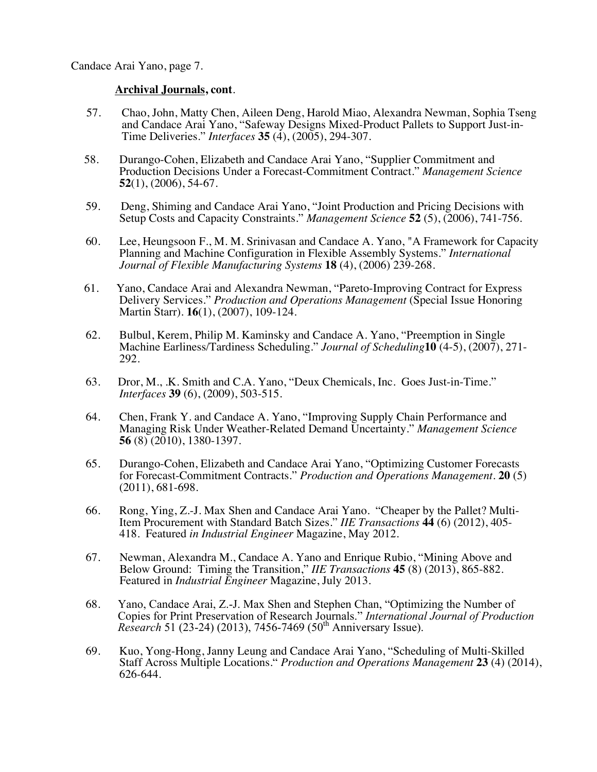**<u>Archival Journals</u>, cont**.

57. Chao, John, Matty Chen, Aileen Deng, Harold Miao, Alexandra Newman, Sophia Tseng and Candace Arai Yano, "Safeway Designs Mixed-Product Pallets to Support Just-in-Time Deliveries." *Interfaces* **35** (4), (2005), 294-307.

58. Durango-Cohen, Elizabeth and Candace Arai Yano, "Supplier Commitment and Production Decisions Under a Forecast-Commitment Contract." *Management Science* **52**(1), (2006), 54-67.

59. Deng, Shiming and Candace Arai Yano, "Joint Production and Pricing Decisions with Setup Costs and Capacity Constraints." *Management Science* **52** (5), (2006), 741-756.

60. Lee, Heungsoon F., M. M. Srinivasan and Candace A. Yano, "A Framework for Capacity Planning and Machine Configuration in Flexible Assembly Systems." *International Journal of Flexible Manufacturing Systems* **18** (4), (2006) 239-268.

61. Yano, Candace Arai and Alexandra Newman, "Pareto-Improving Contract for Express Delivery Services." *Production and Operations Management* (Special Issue Honoring Martin Starr). **16**(1), (2007), 109-124.

62. Bulbul, Kerem, Philip M. Kaminsky and Candace A. Yano, "Preemption in Single Machine Earliness/Tardiness Scheduling." *Journal of Scheduling* **10** (4-5), (2007), 271-292.

63. Dror, M., .K. Smith and C.A. Yano, "Deux Chemicals, Inc. Goes Just-in-Time." *Interfaces* **39** (6), (2009), 503-515.

64. Chen, Frank Y. and Candace A. Yano, "Improving Supply Chain Performance and Managing Risk Under Weather-Related Demand Uncertainty." *Management Science* **56** (8) (2010), 1380-1397.

65. Durango-Cohen, Elizabeth and Candace Arai Yano, "Optimizing Customer Forecasts for Forecast-Commitment Contracts." *Production and Operations Management*. **20** (5) (2011), 681-698.

66. Rong, Ying, Z.-J. Max Shen and Candace Arai Yano. "Cheaper by the Pallet? Multi-Item Procurement with Standard Batch Sizes." *IIE Transactions* **44** (6) (2012), 405-418. Featured *in Industrial Engineer* Magazine, May 2012.

67. Newman, Alexandra M., Candace A. Yano and Enrique Rubio, "Mining Above and Below Ground: Timing the Transition," *IIE Transactions* **45** (8) (2013), 865-882. Featured in *Industrial Engineer* Magazine, July 2013.

68. Yano, Candace Arai, Z.-J. Max Shen and Stephen Chan, "Optimizing the Number of Copies for Print Preservation of Research Journals." *International Journal of Production Research* 51 (23-24) (2013), 7456-7469 (50th Anniversary Issue).

69. Kuo, Yong-Hong, Janny Leung and Candace Arai Yano, "Scheduling of Multi-Skilled Staff Across Multiple Locations." *Production and Operations Management* **23** (4) (2014), 626-644.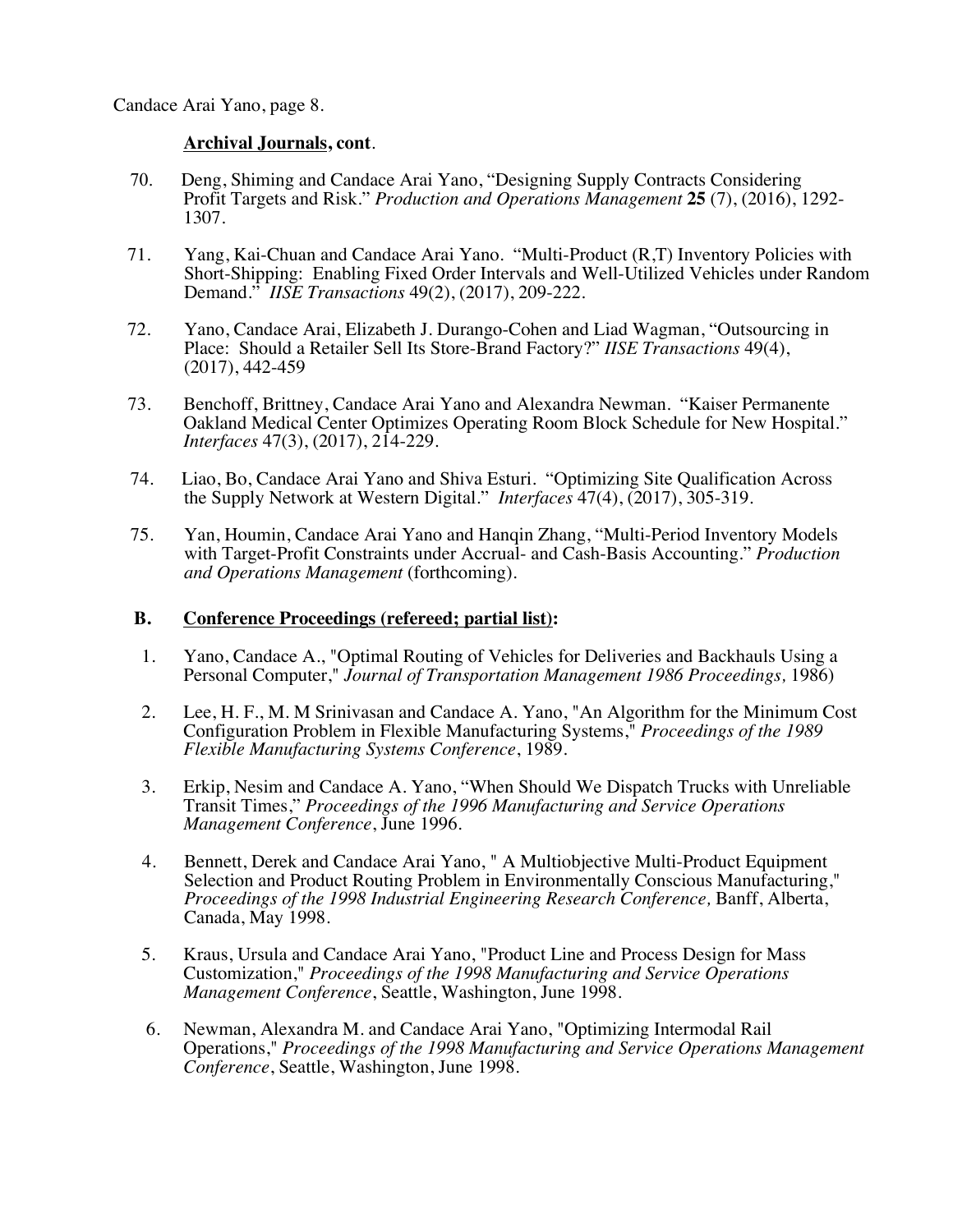**Archival Journals, cont**.

70. Deng, Shiming and Candace Arai Yano, "Designing Supply Contracts Considering Profit Targets and Risk." *Production and Operations Management* **25** (7), (2016), 1292-1307.

71. Yang, Kai-Chuan and Candace Arai Yano. "Multi-Product (R,T) Inventory Policies with Short-Shipping: Enabling Fixed Order Intervals and Well-Utilized Vehicles under Random Demand." *IISE Transactions* 49(2), (2017), 209-222.

72. Yano, Candace Arai, Elizabeth J. Durango-Cohen and Liad Wagman, "Outsourcing in Place: Should a Retailer Sell Its Store-Brand Factory?" *IISE Transactions* 49(4), (2017), 442-459

73. Benchoff, Brittney, Candace Arai Yano and Alexandra Newman. "Kaiser Permanente Oakland Medical Center Optimizes Operating Room Block Schedule for New Hospital." *Interfaces* 47(3), (2017), 214-229.

74. Liao, Bo, Candace Arai Yano and Shiva Esturi. "Optimizing Site Qualification Across the Supply Network at Western Digital." *Interfaces* 47(4), (2017), 305-319.

75. Yan, Houmin, Candace Arai Yano and Hanqin Zhang, "Multi-Period Inventory Models with Target-Profit Constraints under Accrual- and Cash-Basis Accounting." *Production and Operations Management* (forthcoming).

## B. Conference Proceedings (refereed; partial list):

1. Yano, Candace A., "Optimal Routing of Vehicles for Deliveries and Backhauls Using a Personal Computer," *Journal of Transportation Management 1986 Proceedings,* 1986)

2. Lee, H. F., M. M Srinivasan and Candace A. Yano, "An Algorithm for the Minimum Cost Configuration Problem in Flexible Manufacturing Systems," *Proceedings of the 1989 Flexible Manufacturing Systems Conference*, 1989.

3. Erkip, Nesim and Candace A. Yano, "When Should We Dispatch Trucks with Unreliable Transit Times," *Proceedings of the 1996 Manufacturing and Service Operations Management Conference*, June 1996.

4. Bennett, Derek and Candace Arai Yano, " A Multiobjective Multi-Product Equipment Selection and Product Routing Problem in Environmentally Conscious Manufacturing," *Proceedings of the 1998 Industrial Engineering Research Conference,* Banff, Alberta, Canada, May 1998.

5. Kraus, Ursula and Candace Arai Yano, "Product Line and Process Design for Mass Customization," *Proceedings of the 1998 Manufacturing and Service Operations Management Conference*, Seattle, Washington, June 1998.

6. Newman, Alexandra M. and Candace Arai Yano, "Optimizing Intermodal Rail Operations," *Proceedings of the 1998 Manufacturing and Service Operations Management Conference*, Seattle, Washington, June 1998.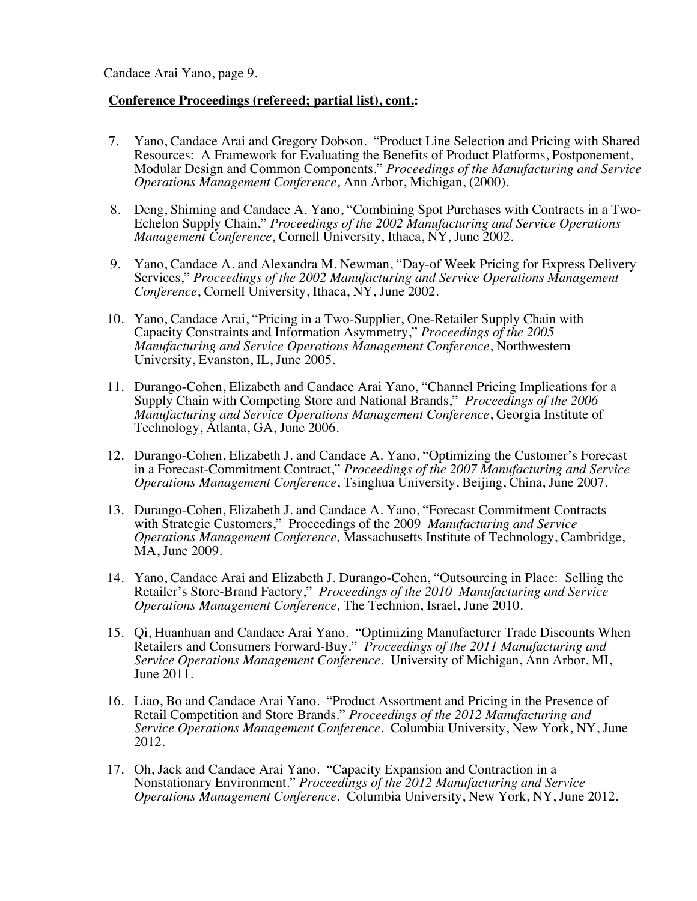**Conference Proceedings (refereed; partial list), cont.:**

7. Yano, Candace Arai and Gregory Dobson. "Product Line Selection and Pricing with Shared Resources: A Framework for Evaluating the Benefits of Product Platforms, Postponement, Modular Design and Common Components." *Proceedings of the Manufacturing and Service Operations Management Conference*, Ann Arbor, Michigan, (2000).

8. Deng, Shiming and Candace A. Yano, "Combining Spot Purchases with Contracts in a Two-Echelon Supply Chain," *Proceedings of the 2002 Manufacturing and Service Operations Management Conference*, Cornell University, Ithaca, NY, June 2002.

9. Yano, Candace A. and Alexandra M. Newman, "Day-of Week Pricing for Express Delivery Services," *Proceedings of the 2002 Manufacturing and Service Operations Management Conference*, Cornell University, Ithaca, NY, June 2002.

10. Yano, Candace Arai, "Pricing in a Two-Supplier, One-Retailer Supply Chain with Capacity Constraints and Information Asymmetry," *Proceedings of the 2005 Manufacturing and Service Operations Management Conference*, Northwestern University, Evanston, IL, June 2005.

11. Durango-Cohen, Elizabeth and Candace Arai Yano, "Channel Pricing Implications for a Supply Chain with Competing Store and National Brands," *Proceedings of the 2006 Manufacturing and Service Operations Management Conference*, Georgia Institute of Technology, Atlanta, GA, June 2006.

12. Durango-Cohen, Elizabeth J. and Candace A. Yano, "Optimizing the Customer's Forecast in a Forecast-Commitment Contract," *Proceedings of the 2007 Manufacturing and Service Operations Management Conference*, Tsinghua University, Beijing, China, June 2007.

13. Durango-Cohen, Elizabeth J. and Candace A. Yano, "Forecast Commitment Contracts with Strategic Customers," Proceedings of the 2009 *Manufacturing and Service Operations Management Conference,* Massachusetts Institute of Technology, Cambridge, MA, June 2009.

14. Yano, Candace Arai and Elizabeth J. Durango-Cohen, "Outsourcing in Place: Selling the Retailer's Store-Brand Factory," *Proceedings of the 2010 Manufacturing and Service Operations Management Conference,* The Technion, Israel, June 2010.

15. Qi, Huanhuan and Candace Arai Yano. "Optimizing Manufacturer Trade Discounts When Retailers and Consumers Forward-Buy." *Proceedings of the 2011 Manufacturing and Service Operations Management Conference*. University of Michigan, Ann Arbor, MI, June 2011.

16. Liao, Bo and Candace Arai Yano. "Product Assortment and Pricing in the Presence of Retail Competition and Store Brands." *Proceedings of the 2012 Manufacturing and Service Operations Management Conference*. Columbia University, New York, NY, June 2012.

17. Oh, Jack and Candace Arai Yano. "Capacity Expansion and Contraction in a Nonstationary Environment." *Proceedings of the 2012 Manufacturing and Service Operations Management Conference*. Columbia University, New York, NY, June 2012.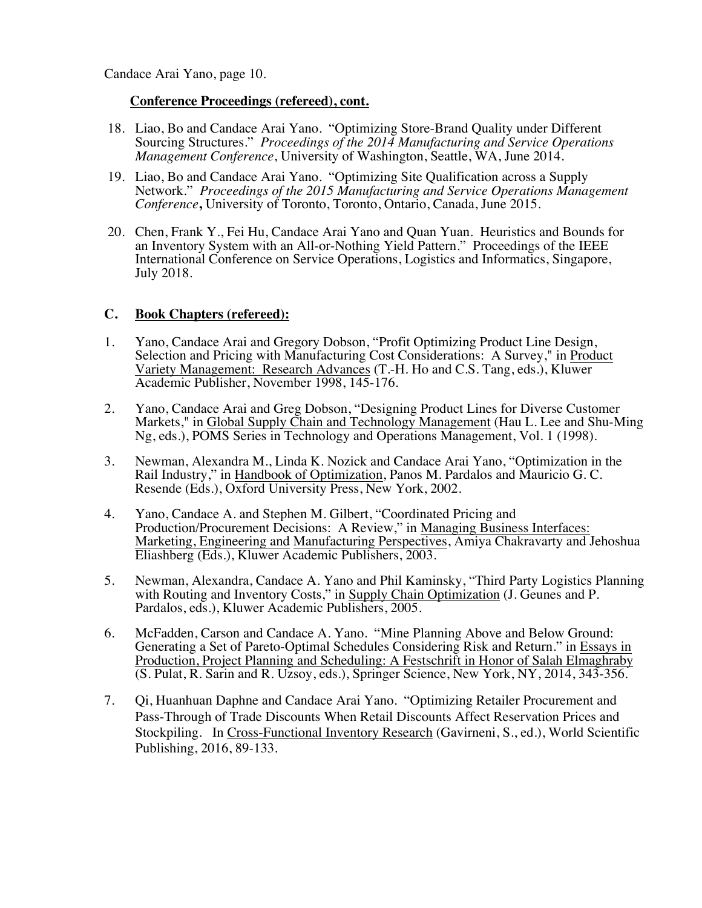**Conference Proceedings (refereed), cont.**

18. Liao, Bo and Candace Arai Yano. "Optimizing Store-Brand Quality under Different Sourcing Structures." *Proceedings of the 2014 Manufacturing and Service Operations Management Conference*, University of Washington, Seattle, WA, June 2014.

19. Liao, Bo and Candace Arai Yano. "Optimizing Site Qualification across a Supply Network." *Proceedings of the 2015 Manufacturing and Service Operations Management Conference*, University of Toronto, Toronto, Ontario, Canada, June 2015.

20. Chen, Frank Y., Fei Hu, Candace Arai Yano and Quan Yuan. Heuristics and Bounds for an Inventory System with an All-or-Nothing Yield Pattern." Proceedings of the IEEE International Conference on Service Operations, Logistics and Informatics, Singapore, July 2018.

## C. Book Chapters (refereed):

1. Yano, Candace Arai and Gregory Dobson, "Profit Optimizing Product Line Design, Selection and Pricing with Manufacturing Cost Considerations: A Survey," in Product Variety Management: Research Advances (T.-H. Ho and C.S. Tang, eds.), Kluwer Academic Publisher, November 1998, 145-176.

2. Yano, Candace Arai and Greg Dobson, "Designing Product Lines for Diverse Customer Markets," in Global Supply Chain and Technology Management (Hau L. Lee and Shu-Ming Ng, eds.), POMS Series in Technology and Operations Management, Vol. 1 (1998).

3. Newman, Alexandra M., Linda K. Nozick and Candace Arai Yano, "Optimization in the Rail Industry," in Handbook of Optimization, Panos M. Pardalos and Mauricio G. C. Resende (Eds.), Oxford University Press, New York, 2002.

4. Yano, Candace A. and Stephen M. Gilbert, "Coordinated Pricing and Production/Procurement Decisions: A Review," in Managing Business Interfaces: Marketing, Engineering and Manufacturing Perspectives, Amiya Chakravarty and Jehoshua Eliashberg (Eds.), Kluwer Academic Publishers, 2003.

5. Newman, Alexandra, Candace A. Yano and Phil Kaminsky, "Third Party Logistics Planning with Routing and Inventory Costs," in Supply Chain Optimization (J. Geunes and P. Pardalos, eds.), Kluwer Academic Publishers, 2005.

6. McFadden, Carson and Candace A. Yano. "Mine Planning Above and Below Ground: Generating a Set of Pareto-Optimal Schedules Considering Risk and Return." in Essays in Production, Project Planning and Scheduling: A Festschrift in Honor of Salah Elmaghraby (S. Pulat, R. Sarin and R. Uzsoy, eds.), Springer Science, New York, NY, 2014, 343-356.

7. Qi, Huanhuan Daphne and Candace Arai Yano. "Optimizing Retailer Procurement and Pass-Through of Trade Discounts When Retail Discounts Affect Reservation Prices and Stockpiling. In Cross-Functional Inventory Research (Gavirneni, S., ed.), World Scientific Publishing, 2016, 89-133.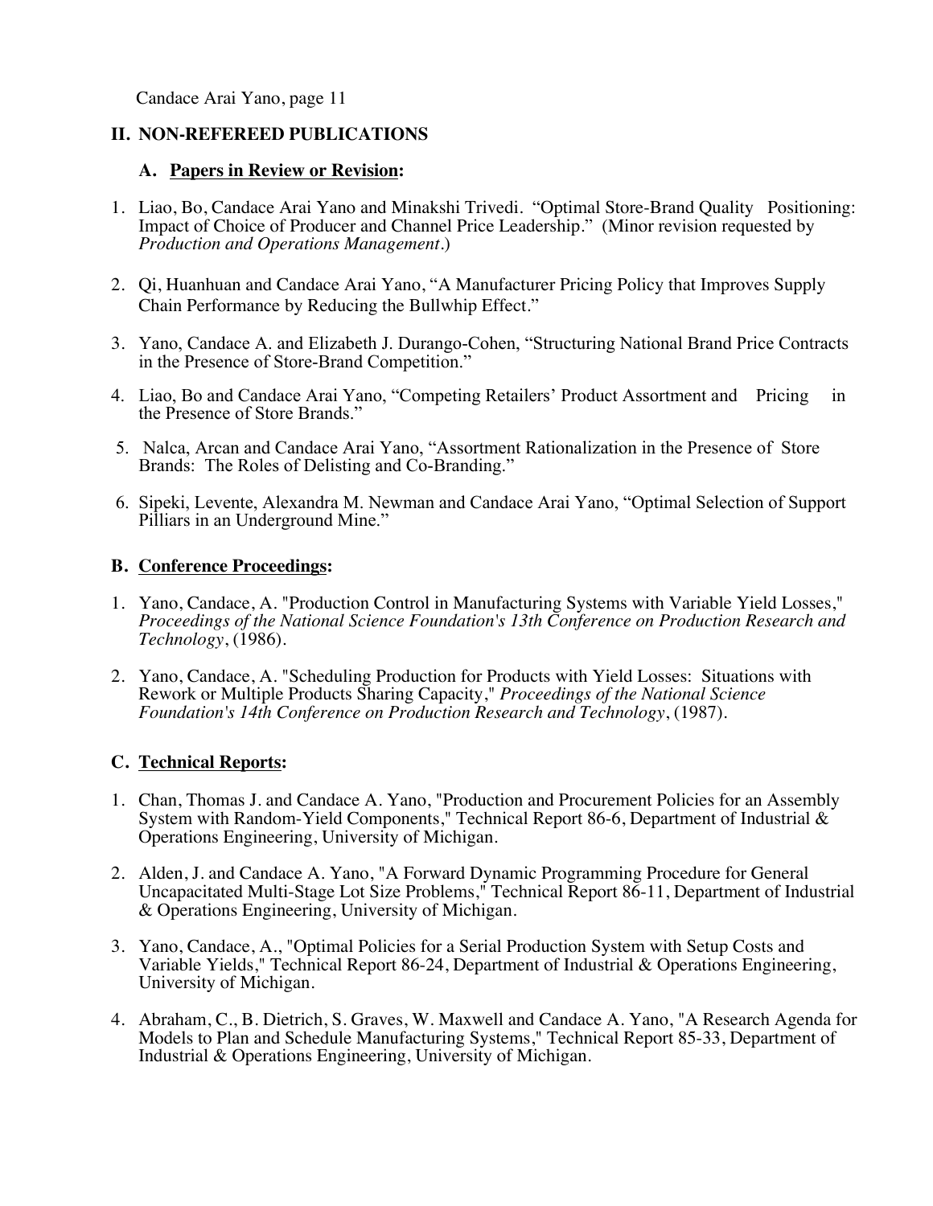## II. NON-REFEREED PUBLICATIONS

### A. Papers in Review or Revision:

1. Liao, Bo, Candace Arai Yano and Minakshi Trivedi. "Optimal Store-Brand Quality Positioning: Impact of Choice of Producer and Channel Price Leadership." (Minor revision requested by *Production and Operations Management*.)

2. Qi, Huanhuan and Candace Arai Yano, "A Manufacturer Pricing Policy that Improves Supply Chain Performance by Reducing the Bullwhip Effect."

3. Yano, Candace A. and Elizabeth J. Durango-Cohen, "Structuring National Brand Price Contracts in the Presence of Store-Brand Competition."

4. Liao, Bo and Candace Arai Yano, "Competing Retailers' Product Assortment and Pricing in the Presence of Store Brands."

5. Nalca, Arcan and Candace Arai Yano, "Assortment Rationalization in the Presence of Store Brands: The Roles of Delisting and Co-Branding."

6. Sipeki, Levente, Alexandra M. Newman and Candace Arai Yano, "Optimal Selection of Support Pilliars in an Underground Mine."

### B. Conference Proceedings:

1. Yano, Candace, A. "Production Control in Manufacturing Systems with Variable Yield Losses," *Proceedings of the National Science Foundation's 13th Conference on Production Research and Technology*, (1986).

2. Yano, Candace, A. "Scheduling Production for Products with Yield Losses: Situations with Rework or Multiple Products Sharing Capacity," *Proceedings of the National Science Foundation's 14th Conference on Production Research and Technology*, (1987).

### C. Technical Reports:

1. Chan, Thomas J. and Candace A. Yano, "Production and Procurement Policies for an Assembly System with Random-Yield Components," Technical Report 86-6, Department of Industrial & Operations Engineering, University of Michigan.

2. Alden, J. and Candace A. Yano, "A Forward Dynamic Programming Procedure for General Uncapacitated Multi-Stage Lot Size Problems," Technical Report 86-11, Department of Industrial & Operations Engineering, University of Michigan.

3. Yano, Candace, A., "Optimal Policies for a Serial Production System with Setup Costs and Variable Yields," Technical Report 86-24, Department of Industrial & Operations Engineering, University of Michigan.

4. Abraham, C., B. Dietrich, S. Graves, W. Maxwell and Candace A. Yano, "A Research Agenda for Models to Plan and Schedule Manufacturing Systems," Technical Report 85-33, Department of Industrial & Operations Engineering, University of Michigan.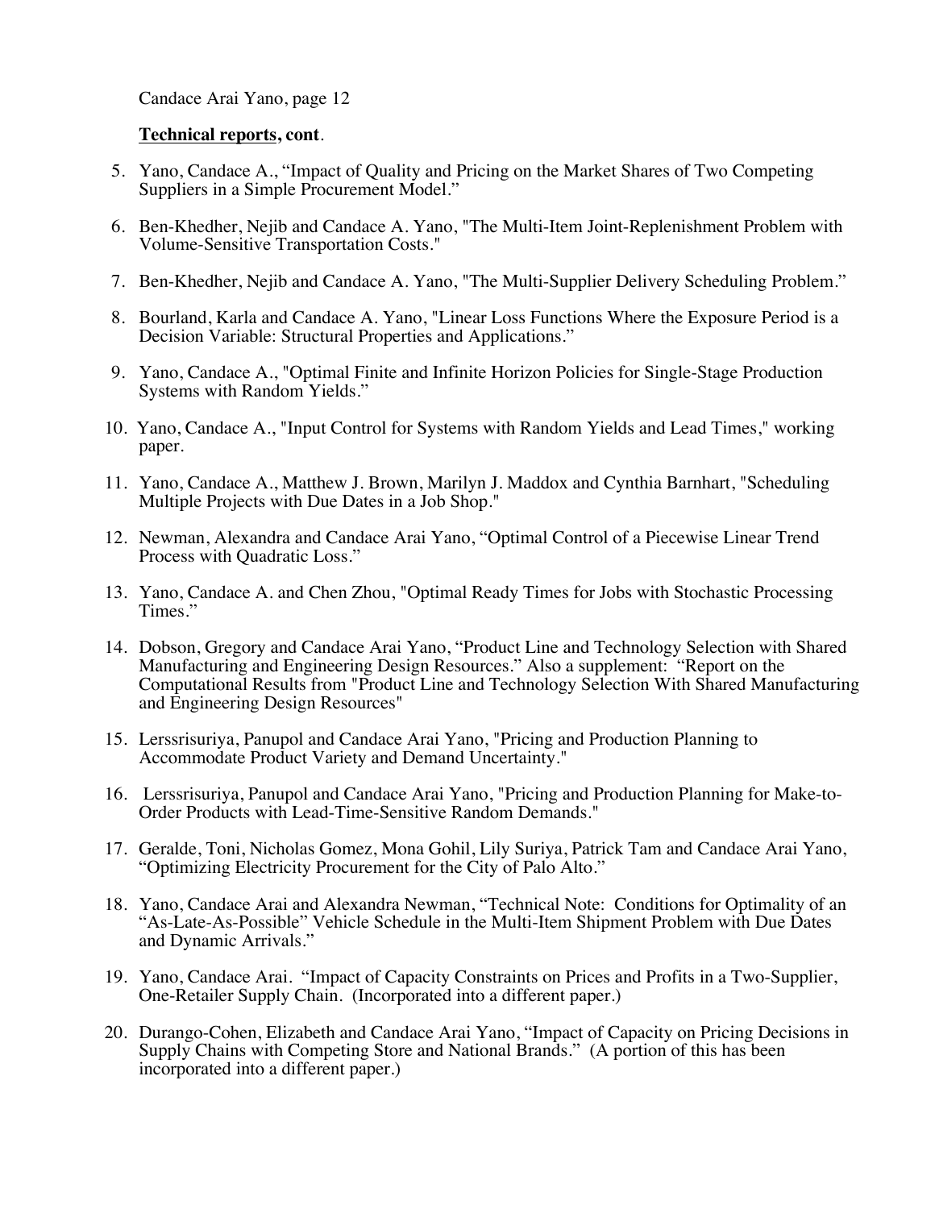**Technical reports, cont**.

5. Yano, Candace A., “Impact of Quality and Pricing on the Market Shares of Two Competing Suppliers in a Simple Procurement Model.”

6. Ben-Khedher, Nejib and Candace A. Yano, "The Multi-Item Joint-Replenishment Problem with Volume-Sensitive Transportation Costs."

7. Ben-Khedher, Nejib and Candace A. Yano, "The Multi-Supplier Delivery Scheduling Problem.”

8. Bourland, Karla and Candace A. Yano, "Linear Loss Functions Where the Exposure Period is a Decision Variable: Structural Properties and Applications.”

9. Yano, Candace A., "Optimal Finite and Infinite Horizon Policies for Single-Stage Production Systems with Random Yields.”

10. Yano, Candace A., "Input Control for Systems with Random Yields and Lead Times," working paper.

11. Yano, Candace A., Matthew J. Brown, Marilyn J. Maddox and Cynthia Barnhart, "Scheduling Multiple Projects with Due Dates in a Job Shop."

12. Newman, Alexandra and Candace Arai Yano, “Optimal Control of a Piecewise Linear Trend Process with Quadratic Loss.”

13. Yano, Candace A. and Chen Zhou, "Optimal Ready Times for Jobs with Stochastic Processing Times.”

14. Dobson, Gregory and Candace Arai Yano, “Product Line and Technology Selection with Shared Manufacturing and Engineering Design Resources.” Also a supplement: “Report on the Computational Results from "Product Line and Technology Selection With Shared Manufacturing and Engineering Design Resources"

15. Lerssrisuriya, Panupol and Candace Arai Yano, "Pricing and Production Planning to Accommodate Product Variety and Demand Uncertainty."

16. Lerssrisuriya, Panupol and Candace Arai Yano, "Pricing and Production Planning for Make-to-Order Products with Lead-Time-Sensitive Random Demands."

17. Geralde, Toni, Nicholas Gomez, Mona Gohil, Lily Suriya, Patrick Tam and Candace Arai Yano, “Optimizing Electricity Procurement for the City of Palo Alto.”

18. Yano, Candace Arai and Alexandra Newman, “Technical Note: Conditions for Optimality of an “As-Late-As-Possible” Vehicle Schedule in the Multi-Item Shipment Problem with Due Dates and Dynamic Arrivals.”

19. Yano, Candace Arai. “Impact of Capacity Constraints on Prices and Profits in a Two-Supplier, One-Retailer Supply Chain. (Incorporated into a different paper.)

20. Durango-Cohen, Elizabeth and Candace Arai Yano, “Impact of Capacity on Pricing Decisions in Supply Chains with Competing Store and National Brands.” (A portion of this has been incorporated into a different paper.)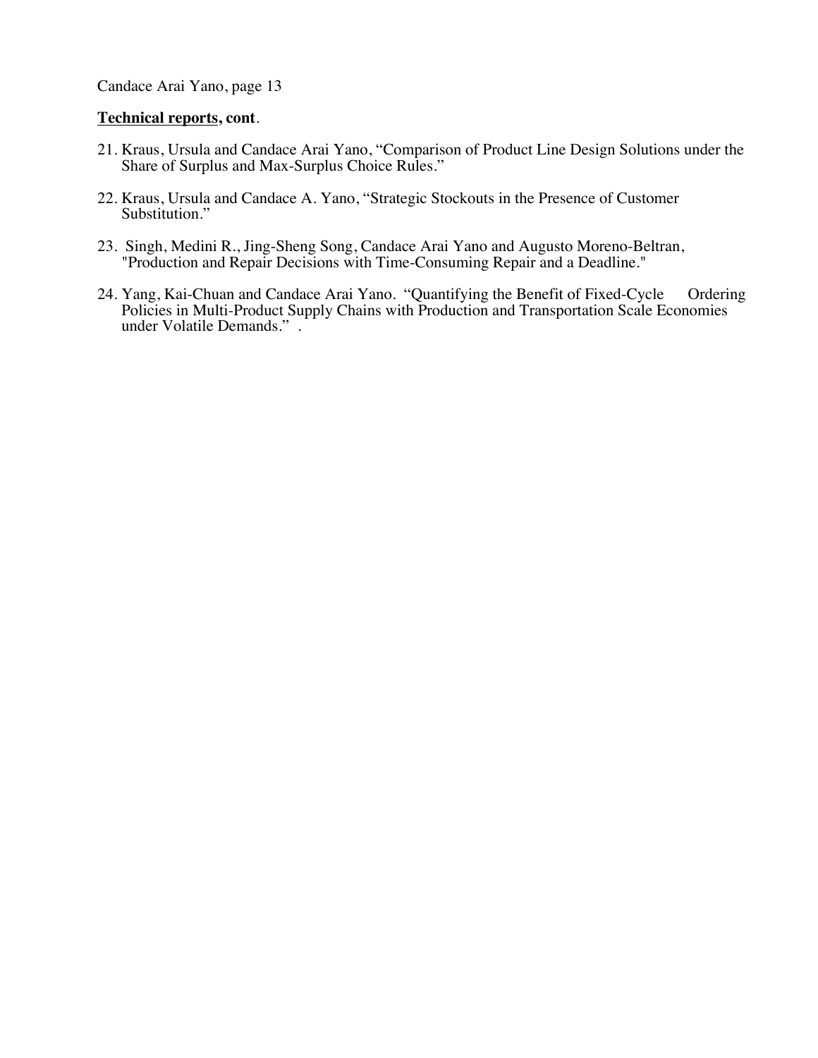**Technical reports, cont**.

21. Kraus, Ursula and Candace Arai Yano, “Comparison of Product Line Design Solutions under the Share of Surplus and Max-Surplus Choice Rules.”

22. Kraus, Ursula and Candace A. Yano, “Strategic Stockouts in the Presence of Customer Substitution.”

23. Singh, Medini R., Jing-Sheng Song, Candace Arai Yano and Augusto Moreno-Beltran, "Production and Repair Decisions with Time-Consuming Repair and a Deadline."

24. Yang, Kai-Chuan and Candace Arai Yano. “Quantifying the Benefit of Fixed-Cycle Ordering Policies in Multi-Product Supply Chains with Production and Transportation Scale Economies under Volatile Demands.” .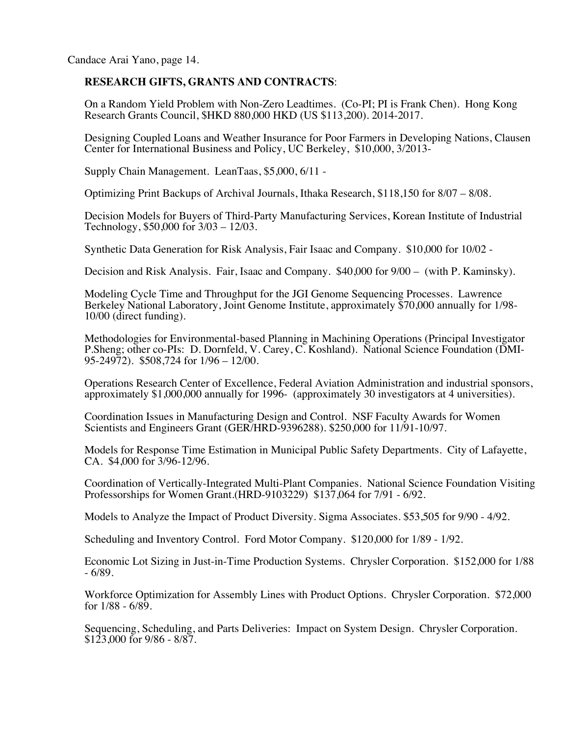**RESEARCH GIFTS, GRANTS AND CONTRACTS**:

On a Random Yield Problem with Non-Zero Leadtimes. (Co-PI; PI is Frank Chen). Hong Kong Research Grants Council, $HKD 880,000 HKD (US $113,200). 2014-2017.

Designing Coupled Loans and Weather Insurance for Poor Farmers in Developing Nations, Clausen Center for International Business and Policy, UC Berkeley, $10,000, 3/2013-

Supply Chain Management. LeanTaas, $5,000, 6/11 -

Optimizing Print Backups of Archival Journals, Ithaka Research, $118,150 for 8/07 – 8/08.

Decision Models for Buyers of Third-Party Manufacturing Services, Korean Institute of Industrial Technology, $50,000 for 3/03 – 12/03.

Synthetic Data Generation for Risk Analysis, Fair Isaac and Company. $10,000 for 10/02 -

Decision and Risk Analysis. Fair, Isaac and Company. $40,000 for 9/00 – (with P. Kaminsky).

Modeling Cycle Time and Throughput for the JGI Genome Sequencing Processes. Lawrence Berkeley National Laboratory, Joint Genome Institute, approximately $70,000 annually for 1/98-10/00 (direct funding).

Methodologies for Environmental-based Planning in Machining Operations (Principal Investigator P.Sheng; other co-PIs: D. Dornfeld, V. Carey, C. Koshland). National Science Foundation (DMI-95-24972). $508,724 for 1/96 – 12/00.

Operations Research Center of Excellence, Federal Aviation Administration and industrial sponsors, approximately $1,000,000 annually for 1996- (approximately 30 investigators at 4 universities).

Coordination Issues in Manufacturing Design and Control. NSF Faculty Awards for Women Scientists and Engineers Grant (GER/HRD-9396288). $250,000 for 11/91-10/97.

Models for Response Time Estimation in Municipal Public Safety Departments. City of Lafayette, CA. $4,000 for 3/96-12/96.

Coordination of Vertically-Integrated Multi-Plant Companies. National Science Foundation Visiting Professorships for Women Grant.(HRD-9103229) $137,064 for 7/91 - 6/92.

Models to Analyze the Impact of Product Diversity. Sigma Associates. $53,505 for 9/90 - 4/92.

Scheduling and Inventory Control. Ford Motor Company. $120,000 for 1/89 - 1/92.

Economic Lot Sizing in Just-in-Time Production Systems. Chrysler Corporation. $152,000 for 1/88 - 6/89.

Workforce Optimization for Assembly Lines with Product Options. Chrysler Corporation. $72,000 for 1/88 - 6/89.

Sequencing, Scheduling, and Parts Deliveries: Impact on System Design. Chrysler Corporation. $123,000 for 9/86 - 8/87.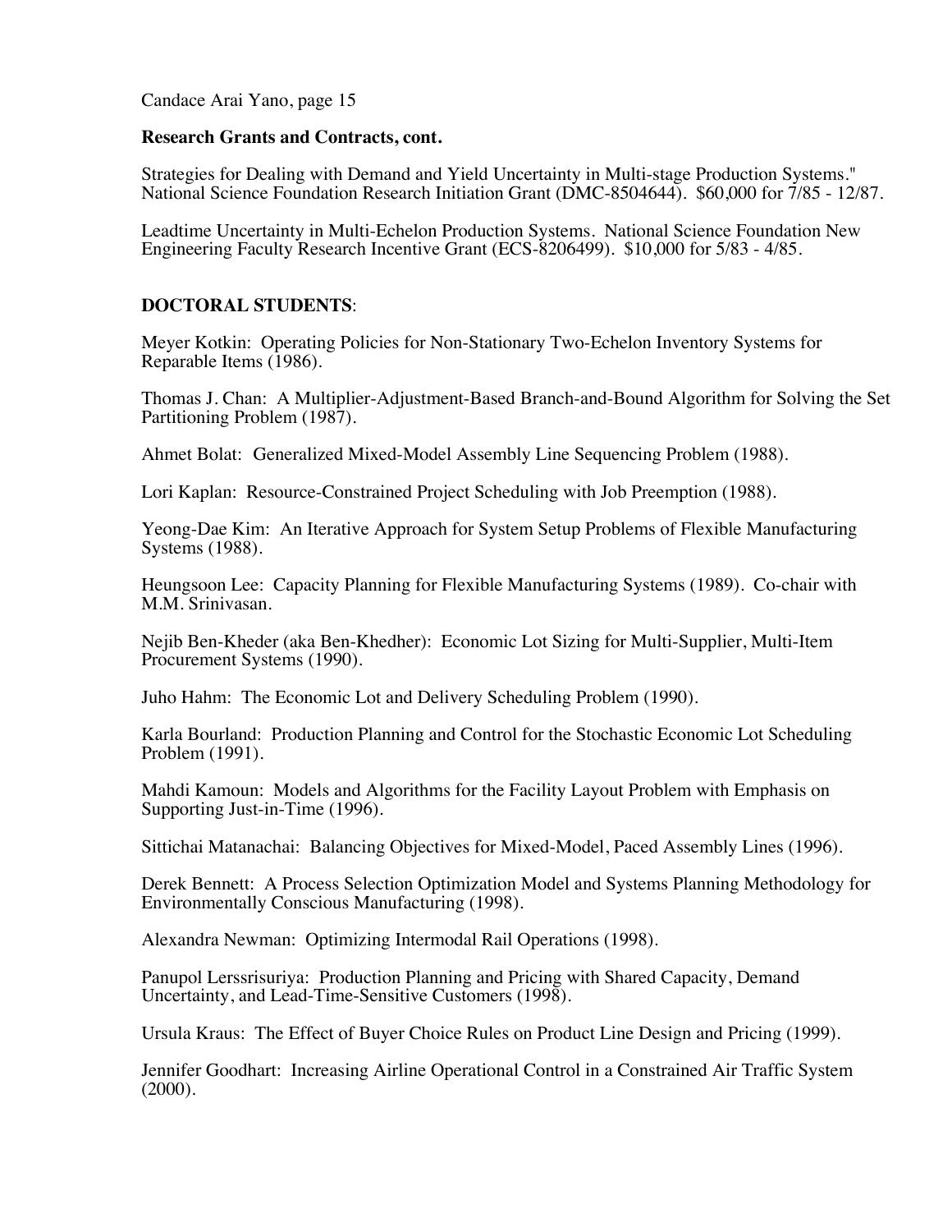**Research Grants and Contracts, cont.**

Strategies for Dealing with Demand and Yield Uncertainty in Multi-stage Production Systems." National Science Foundation Research Initiation Grant (DMC-8504644). $60,000 for 7/85 - 12/87.

Leadtime Uncertainty in Multi-Echelon Production Systems. National Science Foundation New Engineering Faculty Research Incentive Grant (ECS-8206499). $10,000 for 5/83 - 4/85.

**DOCTORAL STUDENTS**:

Meyer Kotkin: Operating Policies for Non-Stationary Two-Echelon Inventory Systems for Reparable Items (1986).

Thomas J. Chan: A Multiplier-Adjustment-Based Branch-and-Bound Algorithm for Solving the Set Partitioning Problem (1987).

Ahmet Bolat: Generalized Mixed-Model Assembly Line Sequencing Problem (1988).

Lori Kaplan: Resource-Constrained Project Scheduling with Job Preemption (1988).

Yeong-Dae Kim: An Iterative Approach for System Setup Problems of Flexible Manufacturing Systems (1988).

Heungsoon Lee: Capacity Planning for Flexible Manufacturing Systems (1989). Co-chair with M.M. Srinivasan.

Nejib Ben-Kheder (aka Ben-Khedher): Economic Lot Sizing for Multi-Supplier, Multi-Item Procurement Systems (1990).

Juho Hahm: The Economic Lot and Delivery Scheduling Problem (1990).

Karla Bourland: Production Planning and Control for the Stochastic Economic Lot Scheduling Problem (1991).

Mahdi Kamoun: Models and Algorithms for the Facility Layout Problem with Emphasis on Supporting Just-in-Time (1996).

Sittichai Matanachai: Balancing Objectives for Mixed-Model, Paced Assembly Lines (1996).

Derek Bennett: A Process Selection Optimization Model and Systems Planning Methodology for Environmentally Conscious Manufacturing (1998).

Alexandra Newman: Optimizing Intermodal Rail Operations (1998).

Panupol Lerssrisuriya: Production Planning and Pricing with Shared Capacity, Demand Uncertainty, and Lead-Time-Sensitive Customers (1998).

Ursula Kraus: The Effect of Buyer Choice Rules on Product Line Design and Pricing (1999).

Jennifer Goodhart: Increasing Airline Operational Control in a Constrained Air Traffic System (2000).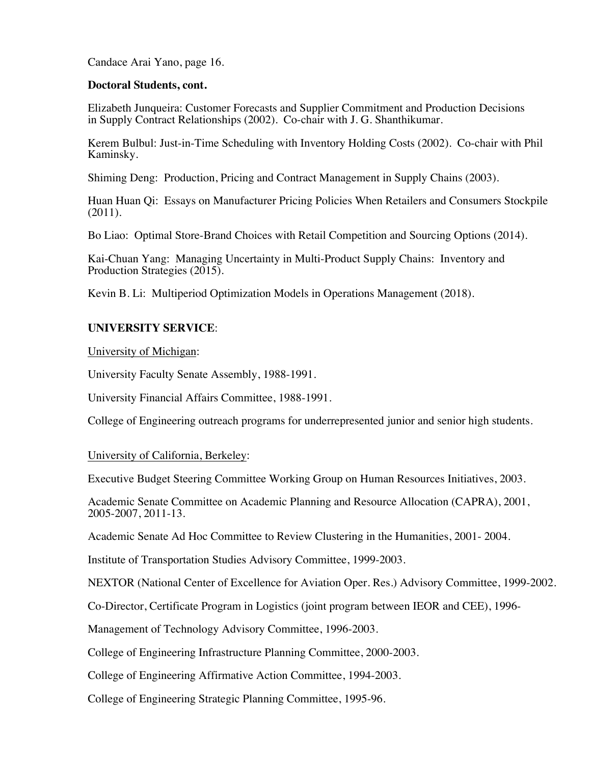**Doctoral Students, cont.**

Elizabeth Junqueira: Customer Forecasts and Supplier Commitment and Production Decisions in Supply Contract Relationships (2002). Co-chair with J. G. Shanthikumar.

Kerem Bulbul: Just-in-Time Scheduling with Inventory Holding Costs (2002). Co-chair with Phil Kaminsky.

Shiming Deng: Production, Pricing and Contract Management in Supply Chains (2003).

Huan Huan Qi: Essays on Manufacturer Pricing Policies When Retailers and Consumers Stockpile (2011).

Bo Liao: Optimal Store-Brand Choices with Retail Competition and Sourcing Options (2014).

Kai-Chuan Yang: Managing Uncertainty in Multi-Product Supply Chains: Inventory and Production Strategies (2015).

Kevin B. Li: Multiperiod Optimization Models in Operations Management (2018).

## UNIVERSITY SERVICE:

University of Michigan:

University Faculty Senate Assembly, 1988-1991.

University Financial Affairs Committee, 1988-1991.

College of Engineering outreach programs for underrepresented junior and senior high students.

University of California, Berkeley:

Executive Budget Steering Committee Working Group on Human Resources Initiatives, 2003.

Academic Senate Committee on Academic Planning and Resource Allocation (CAPRA), 2001, 2005-2007, 2011-13.

Academic Senate Ad Hoc Committee to Review Clustering in the Humanities, 2001- 2004.

Institute of Transportation Studies Advisory Committee, 1999-2003.

NEXTOR (National Center of Excellence for Aviation Oper. Res.) Advisory Committee, 1999-2002.

Co-Director, Certificate Program in Logistics (joint program between IEOR and CEE), 1996-

Management of Technology Advisory Committee, 1996-2003.

College of Engineering Infrastructure Planning Committee, 2000-2003.

College of Engineering Affirmative Action Committee, 1994-2003.

College of Engineering Strategic Planning Committee, 1995-96.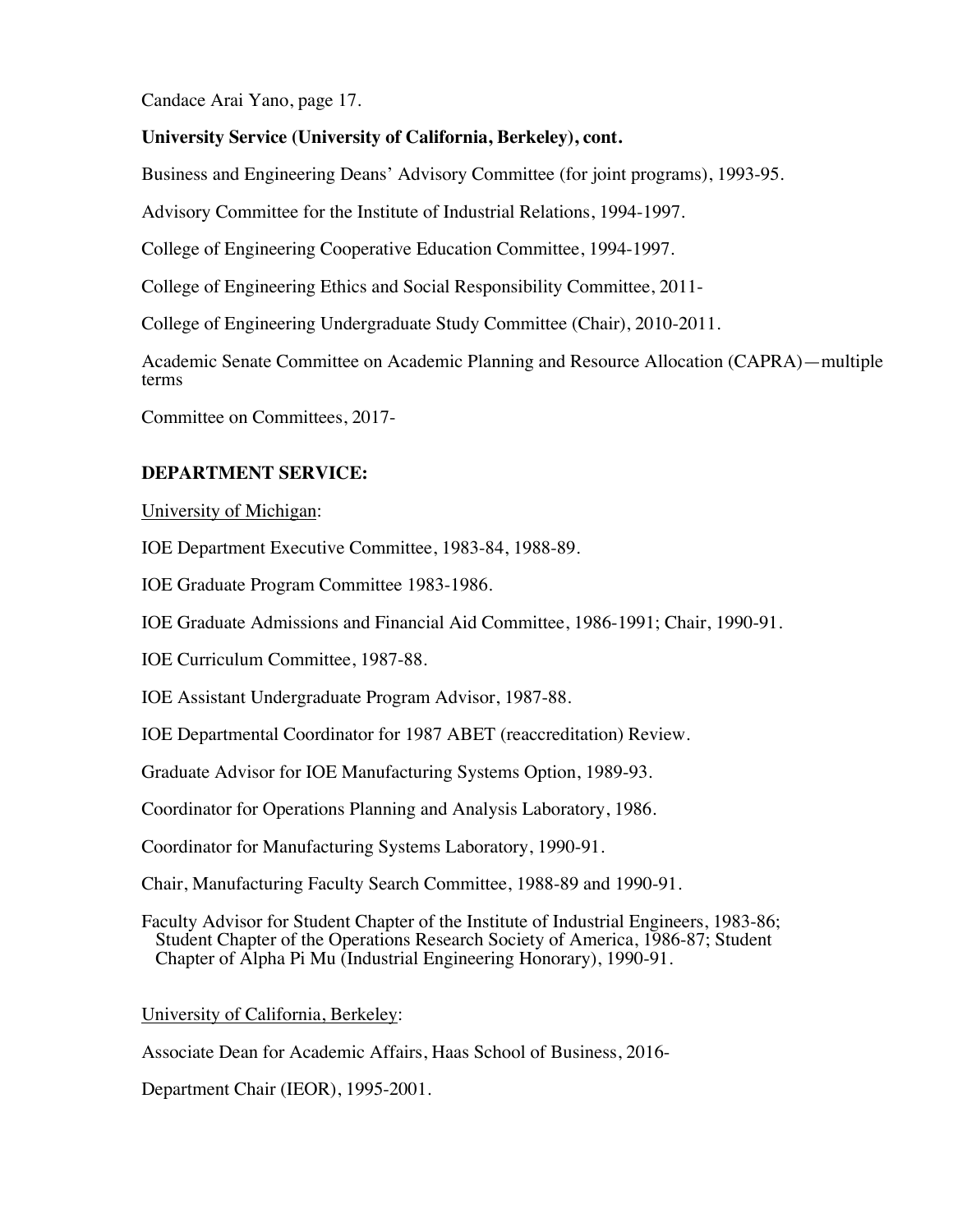**University Service (University of California, Berkeley), cont.**

Business and Engineering Deans' Advisory Committee (for joint programs), 1993-95.

Advisory Committee for the Institute of Industrial Relations, 1994-1997.

College of Engineering Cooperative Education Committee, 1994-1997.

College of Engineering Ethics and Social Responsibility Committee, 2011-

College of Engineering Undergraduate Study Committee (Chair), 2010-2011.

Academic Senate Committee on Academic Planning and Resource Allocation (CAPRA)—multiple terms

Committee on Committees, 2017-

## DEPARTMENT SERVICE:

University of Michigan:

IOE Department Executive Committee, 1983-84, 1988-89.

IOE Graduate Program Committee 1983-1986.

IOE Graduate Admissions and Financial Aid Committee, 1986-1991; Chair, 1990-91.

IOE Curriculum Committee, 1987-88.

IOE Assistant Undergraduate Program Advisor, 1987-88.

IOE Departmental Coordinator for 1987 ABET (reaccreditation) Review.

Graduate Advisor for IOE Manufacturing Systems Option, 1989-93.

Coordinator for Operations Planning and Analysis Laboratory, 1986.

Coordinator for Manufacturing Systems Laboratory, 1990-91.

Chair, Manufacturing Faculty Search Committee, 1988-89 and 1990-91.

Faculty Advisor for Student Chapter of the Institute of Industrial Engineers, 1983-86; Student Chapter of the Operations Research Society of America, 1986-87; Student Chapter of Alpha Pi Mu (Industrial Engineering Honorary), 1990-91.

University of California, Berkeley:

Associate Dean for Academic Affairs, Haas School of Business, 2016-

Department Chair (IEOR), 1995-2001.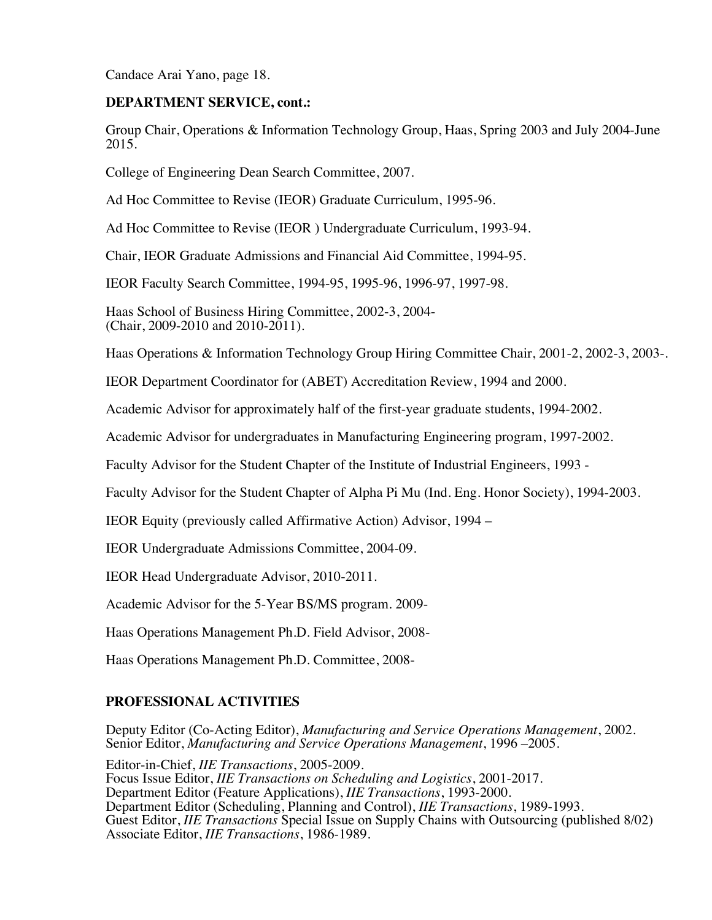**DEPARTMENT SERVICE, cont.:**

Group Chair, Operations & Information Technology Group, Haas, Spring 2003 and July 2004-June 2015.

College of Engineering Dean Search Committee, 2007.

Ad Hoc Committee to Revise (IEOR) Graduate Curriculum, 1995-96.

Ad Hoc Committee to Revise (IEOR ) Undergraduate Curriculum, 1993-94.

Chair, IEOR Graduate Admissions and Financial Aid Committee, 1994-95.

IEOR Faculty Search Committee, 1994-95, 1995-96, 1996-97, 1997-98.

Haas School of Business Hiring Committee, 2002-3, 2004-
(Chair, 2009-2010 and 2010-2011).

Haas Operations & Information Technology Group Hiring Committee Chair, 2001-2, 2002-3, 2003-.

IEOR Department Coordinator for (ABET) Accreditation Review, 1994 and 2000.

Academic Advisor for approximately half of the first-year graduate students, 1994-2002.

Academic Advisor for undergraduates in Manufacturing Engineering program, 1997-2002.

Faculty Advisor for the Student Chapter of the Institute of Industrial Engineers, 1993 -

Faculty Advisor for the Student Chapter of Alpha Pi Mu (Ind. Eng. Honor Society), 1994-2003.

IEOR Equity (previously called Affirmative Action) Advisor, 1994 –

IEOR Undergraduate Admissions Committee, 2004-09.

IEOR Head Undergraduate Advisor, 2010-2011.

Academic Advisor for the 5-Year BS/MS program. 2009-

Haas Operations Management Ph.D. Field Advisor, 2008-

Haas Operations Management Ph.D. Committee, 2008-

**PROFESSIONAL ACTIVITIES**

Deputy Editor (Co-Acting Editor), *Manufacturing and Service Operations Management*, 2002.
Senior Editor, *Manufacturing and Service Operations Management*, 1996 –2005.

Editor-in-Chief, *IIE Transactions*, 2005-2009.
Focus Issue Editor, *IIE Transactions on Scheduling and Logistics*, 2001-2017.
Department Editor (Feature Applications), *IIE Transactions*, 1993-2000.
Department Editor (Scheduling, Planning and Control), *IIE Transactions*, 1989-1993.
Guest Editor, *IIE Transactions* Special Issue on Supply Chains with Outsourcing (published 8/02)
Associate Editor, *IIE Transactions*, 1986-1989.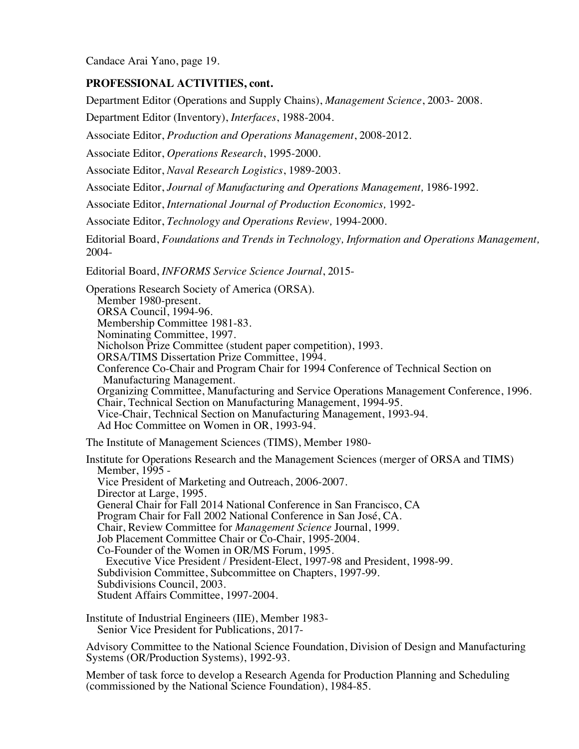## PROFESSIONAL ACTIVITIES, cont.

Department Editor (Operations and Supply Chains), *Management Science*, 2003- 2008.

Department Editor (Inventory), *Interfaces*, 1988-2004.

Associate Editor, *Production and Operations Management*, 2008-2012.

Associate Editor, *Operations Research*, 1995-2000.

Associate Editor, *Naval Research Logistics*, 1989-2003.

Associate Editor, *Journal of Manufacturing and Operations Management,* 1986-1992.

Associate Editor, *International Journal of Production Economics,* 1992-

Associate Editor, *Technology and Operations Review,* 1994-2000.

Editorial Board, *Foundations and Trends in Technology, Information and Operations Management,* 2004-

Editorial Board, *INFORMS Service Science Journal*, 2015-

Operations Research Society of America (ORSA).
- Member 1980-present.
- ORSA Council, 1994-96.
- Membership Committee 1981-83.
- Nominating Committee, 1997.
- Nicholson Prize Committee (student paper competition), 1993.
- ORSA/TIMS Dissertation Prize Committee, 1994.
- Conference Co-Chair and Program Chair for 1994 Conference of Technical Section on Manufacturing Management.
- Organizing Committee, Manufacturing and Service Operations Management Conference, 1996.
- Chair, Technical Section on Manufacturing Management, 1994-95.
- Vice-Chair, Technical Section on Manufacturing Management, 1993-94.
- Ad Hoc Committee on Women in OR, 1993-94.

The Institute of Management Sciences (TIMS), Member 1980-

Institute for Operations Research and the Management Sciences (merger of ORSA and TIMS)
- Member, 1995 -
- Vice President of Marketing and Outreach, 2006-2007.
- Director at Large, 1995.
- General Chair for Fall 2014 National Conference in San Francisco, CA
- Program Chair for Fall 2002 National Conference in San José, CA.
- Chair, Review Committee for *Management Science* Journal, 1999.
- Job Placement Committee Chair or Co-Chair, 1995-2004.
- Co-Founder of the Women in OR/MS Forum, 1995.
  - Executive Vice President / President-Elect, 1997-98 and President, 1998-99.
- Subdivision Committee, Subcommittee on Chapters, 1997-99.
- Subdivisions Council, 2003.
- Student Affairs Committee, 1997-2004.

Institute of Industrial Engineers (IIE), Member 1983-
- Senior Vice President for Publications, 2017-

Advisory Committee to the National Science Foundation, Division of Design and Manufacturing Systems (OR/Production Systems), 1992-93.

Member of task force to develop a Research Agenda for Production Planning and Scheduling (commissioned by the National Science Foundation), 1984-85.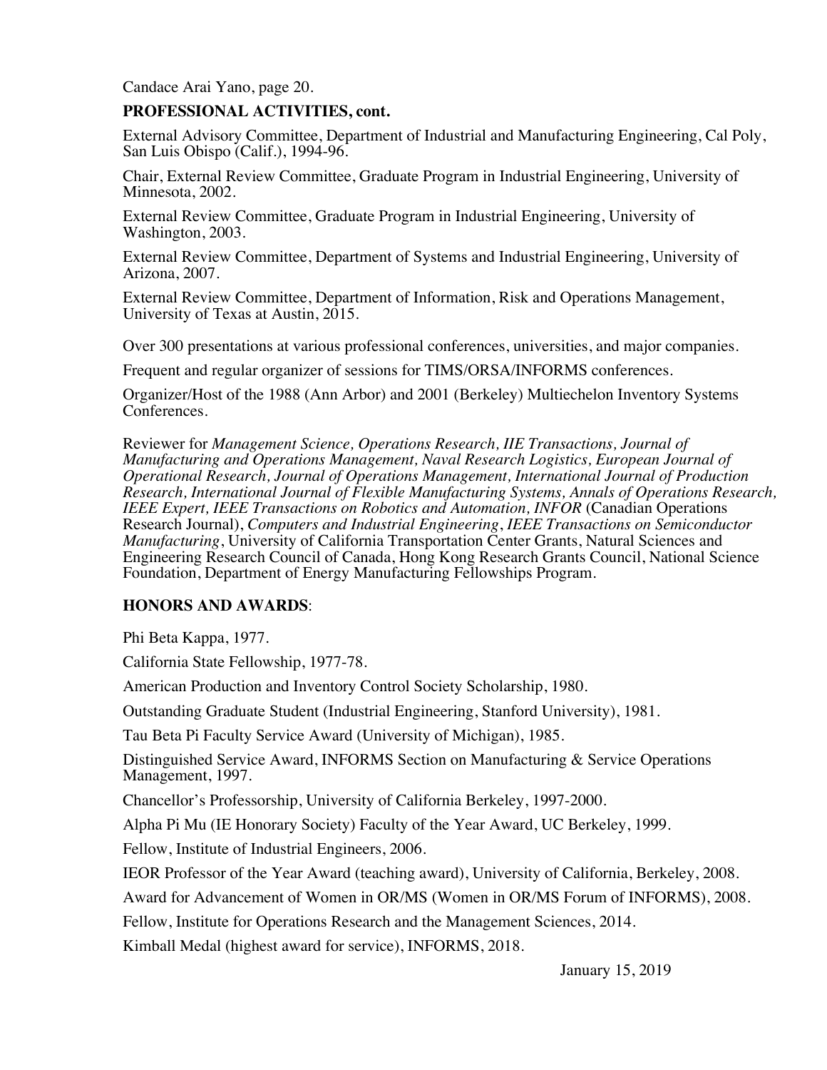## PROFESSIONAL ACTIVITIES, cont.

External Advisory Committee, Department of Industrial and Manufacturing Engineering, Cal Poly, San Luis Obispo (Calif.), 1994-96.

Chair, External Review Committee, Graduate Program in Industrial Engineering, University of Minnesota, 2002.

External Review Committee, Graduate Program in Industrial Engineering, University of Washington, 2003.

External Review Committee, Department of Systems and Industrial Engineering, University of Arizona, 2007.

External Review Committee, Department of Information, Risk and Operations Management, University of Texas at Austin, 2015.

Over 300 presentations at various professional conferences, universities, and major companies.

Frequent and regular organizer of sessions for TIMS/ORSA/INFORMS conferences.

Organizer/Host of the 1988 (Ann Arbor) and 2001 (Berkeley) Multiechelon Inventory Systems Conferences.

Reviewer for *Management Science, Operations Research, IIE Transactions, Journal of Manufacturing and Operations Management, Naval Research Logistics, European Journal of Operational Research, Journal of Operations Management, International Journal of Production Research, International Journal of Flexible Manufacturing Systems, Annals of Operations Research, IEEE Expert, IEEE Transactions on Robotics and Automation, INFOR* (Canadian Operations Research Journal), *Computers and Industrial Engineering*, *IEEE Transactions on Semiconductor Manufacturing*, University of California Transportation Center Grants, Natural Sciences and Engineering Research Council of Canada, Hong Kong Research Grants Council, National Science Foundation, Department of Energy Manufacturing Fellowships Program.

## HONORS AND AWARDS:

Phi Beta Kappa, 1977.

California State Fellowship, 1977-78.

American Production and Inventory Control Society Scholarship, 1980.

Outstanding Graduate Student (Industrial Engineering, Stanford University), 1981.

Tau Beta Pi Faculty Service Award (University of Michigan), 1985.

Distinguished Service Award, INFORMS Section on Manufacturing & Service Operations Management, 1997.

Chancellor's Professorship, University of California Berkeley, 1997-2000.

Alpha Pi Mu (IE Honorary Society) Faculty of the Year Award, UC Berkeley, 1999.

Fellow, Institute of Industrial Engineers, 2006.

IEOR Professor of the Year Award (teaching award), University of California, Berkeley, 2008.

Award for Advancement of Women in OR/MS (Women in OR/MS Forum of INFORMS), 2008.

Fellow, Institute for Operations Research and the Management Sciences, 2014.

Kimball Medal (highest award for service), INFORMS, 2018.

January 15, 2019